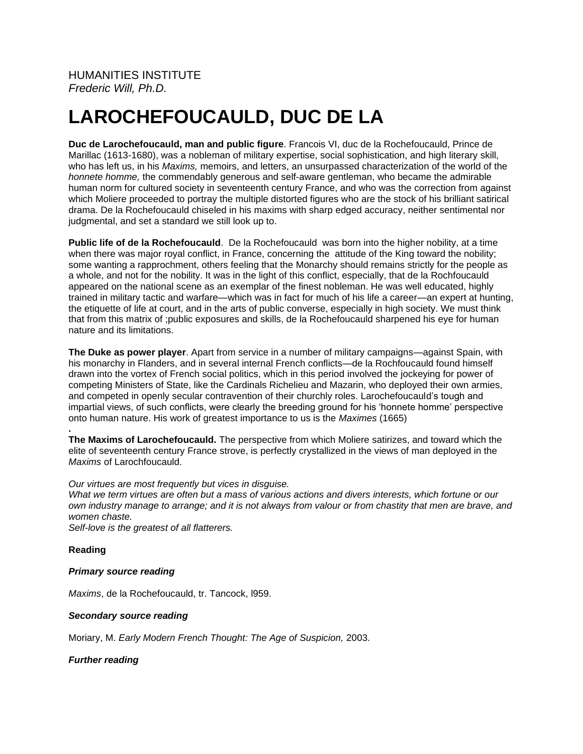HUMANITIES INSTITUTE
*Frederic Will, Ph.D.*

# LAROCHEFOUCAULD, DUC DE LA

**Duc de Larochefoucauld, man and public figure**. Francois VI, duc de la Rochefoucauld, Prince de Marillac (1613-1680), was a nobleman of military expertise, social sophistication, and high literary skill, who has left us, in his *Maxims,* memoirs, and letters, an unsurpassed characterization of the world of the *honnete homme,* the commendably generous and self-aware gentleman, who became the admirable human norm for cultured society in seventeenth century France, and who was the correction from against which Moliere proceeded to portray the multiple distorted figures who are the stock of his brilliant satirical drama. De la Rochefoucauld chiseled in his maxims with sharp edged accuracy, neither sentimental nor judgmental, and set a standard we still look up to.

**Public life of de la Rochefoucauld**. De la Rochefoucauld was born into the higher nobility, at a time when there was major royal conflict, in France, concerning the attitude of the King toward the nobility; some wanting a rapprochment, others feeling that the Monarchy should remains strictly for the people as a whole, and not for the nobility. It was in the light of this conflict, especially, that de la Rochfoucauld appeared on the national scene as an exemplar of the finest nobleman. He was well educated, highly trained in military tactic and warfare—which was in fact for much of his life a career—an expert at hunting, the etiquette of life at court, and in the arts of public converse, especially in high society. We must think that from this matrix of ;public exposures and skills, de la Rochefoucauld sharpened his eye for human nature and its limitations.

**The Duke as power player**. Apart from service in a number of military campaigns—against Spain, with his monarchy in Flanders, and in several internal French conflicts—de la Rochfoucauld found himself drawn into the vortex of French social politics, which in this period involved the jockeying for power of competing Ministers of State, like the Cardinals Richelieu and Mazarin, who deployed their own armies, and competed in openly secular contravention of their churchly roles. Larochefoucauld's tough and impartial views, of such conflicts, were clearly the breeding ground for his 'honnete homme' perspective onto human nature. His work of greatest importance to us is the *Maximes* (1665)

.
**The Maxims of Larochefoucauld.** The perspective from which Moliere satirizes, and toward which the elite of seventeenth century France strove, is perfectly crystallized in the views of man deployed in the *Maxims* of Larochfoucauld.

*Our virtues are most frequently but vices in disguise.*
*What we term virtues are often but a mass of various actions and divers interests, which fortune or our own industry manage to arrange; and it is not always from valour or from chastity that men are brave, and women chaste.*
*Self-love is the greatest of all flatterers.*

**Reading**

***Primary source reading***

*Maxims*, de la Rochefoucauld, tr. Tancock, l959.

***Secondary source reading***

Moriary, M. *Early Modern French Thought: The Age of Suspicion,* 2003.

***Further reading***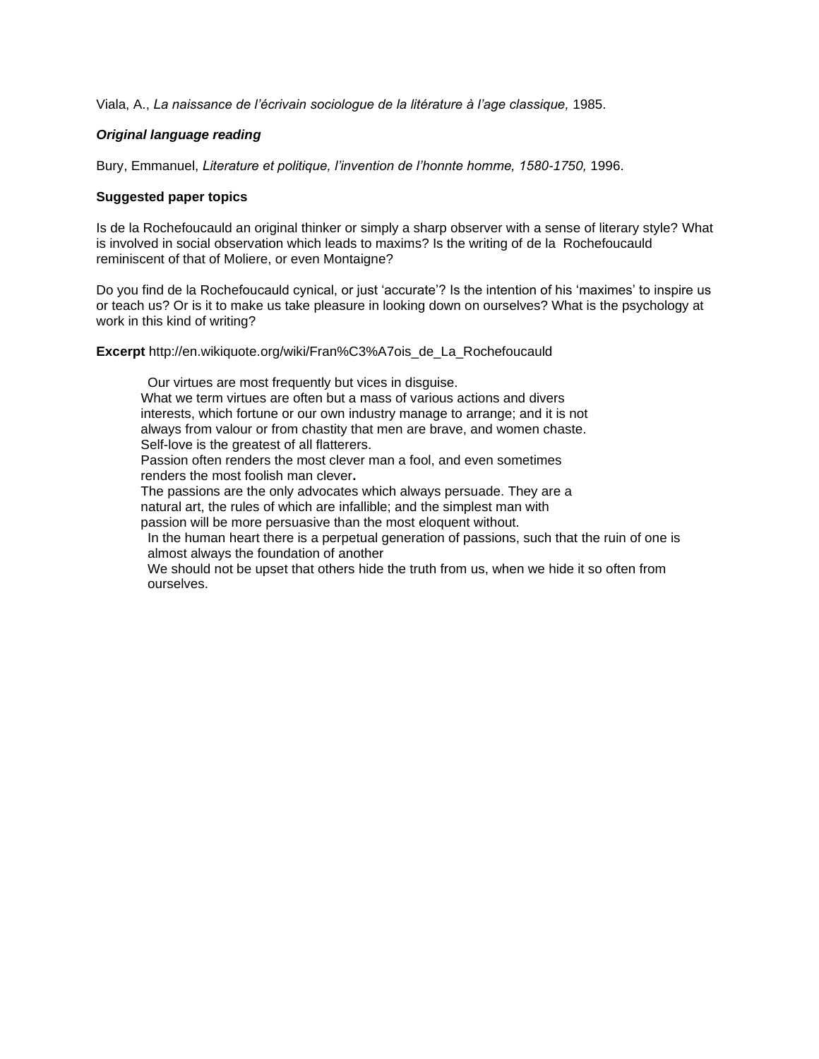Viala, A., *La naissance de l'écrivain sociologue de la litérature à l'age classique,* 1985.

***Original language reading***

Bury, Emmanuel, *Literature et politique, l'invention de l'honnte homme, 1580-1750,* 1996.

**Suggested paper topics**

Is de la Rochefoucauld an original thinker or simply a sharp observer with a sense of literary style? What is involved in social observation which leads to maxims? Is the writing of de la Rochefoucauld reminiscent of that of Moliere, or even Montaigne?

Do you find de la Rochefoucauld cynical, or just 'accurate'? Is the intention of his 'maximes' to inspire us or teach us? Or is it to make us take pleasure in looking down on ourselves? What is the psychology at work in this kind of writing?

**Excerpt** http://en.wikiquote.org/wiki/Fran%C3%A7ois_de_La_Rochefoucauld

> Our virtues are most frequently but vices in disguise.
> What we term virtues are often but a mass of various actions and divers interests, which fortune or our own industry manage to arrange; and it is not always from valour or from chastity that men are brave, and women chaste.
> Self-love is the greatest of all flatterers.
> Passion often renders the most clever man a fool, and even sometimes renders the most foolish man clever**.**
> The passions are the only advocates which always persuade. They are a natural art, the rules of which are infallible; and the simplest man with passion will be more persuasive than the most eloquent without.
> In the human heart there is a perpetual generation of passions, such that the ruin of one is almost always the foundation of another
> We should not be upset that others hide the truth from us, when we hide it so often from ourselves.